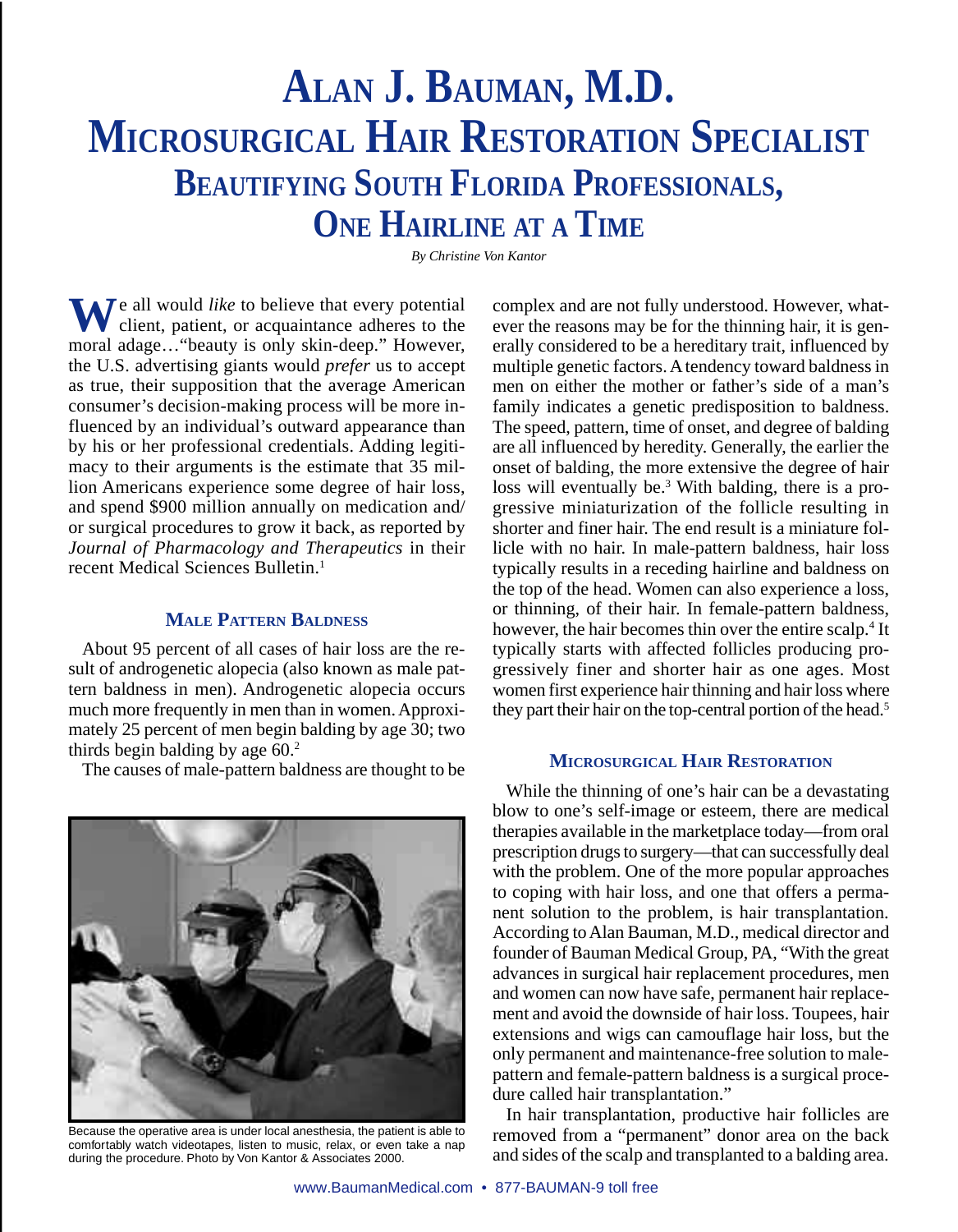# Alan J. Bauman, M.D.
# Microsurgical Hair Restoration Specialist
## Beautifying South Florida Professionals, One Hairline at a Time

*By Christine Von Kantor*

We all would *like* to believe that every potential client, patient, or acquaintance adheres to the moral adage…"beauty is only skin-deep." However, the U.S. advertising giants would *prefer* us to accept as true, their supposition that the average American consumer's decision-making process will be more influenced by an individual's outward appearance than by his or her professional credentials. Adding legitimacy to their arguments is the estimate that 35 million Americans experience some degree of hair loss, and spend $900 million annually on medication and/or surgical procedures to grow it back, as reported by *Journal of Pharmacology and Therapeutics* in their recent Medical Sciences Bulletin.[1]

### Male Pattern Baldness

About 95 percent of all cases of hair loss are the result of androgenetic alopecia (also known as male pattern baldness in men). Androgenetic alopecia occurs much more frequently in men than in women. Approximately 25 percent of men begin balding by age 30; two thirds begin balding by age 60.[2]

The causes of male-pattern baldness are thought to be complex and are not fully understood. However, whatever the reasons may be for the thinning hair, it is generally considered to be a hereditary trait, influenced by multiple genetic factors. A tendency toward baldness in men on either the mother or father's side of a man's family indicates a genetic predisposition to baldness. The speed, pattern, time of onset, and degree of balding are all influenced by heredity. Generally, the earlier the onset of balding, the more extensive the degree of hair loss will eventually be.[3] With balding, there is a progressive miniaturization of the follicle resulting in shorter and finer hair. The end result is a miniature follicle with no hair. In male-pattern baldness, hair loss typically results in a receding hairline and baldness on the top of the head. Women can also experience a loss, or thinning, of their hair. In female-pattern baldness, however, the hair becomes thin over the entire scalp.[4] It typically starts with affected follicles producing progressively finer and shorter hair as one ages. Most women first experience hair thinning and hair loss where they part their hair on the top-central portion of the head.[5]

Because the operative area is under local anesthesia, the patient is able to comfortably watch videotapes, listen to music, relax, or even take a nap during the procedure. Photo by Von Kantor & Associates 2000.

### Microsurgical Hair Restoration

While the thinning of one's hair can be a devastating blow to one's self-image or esteem, there are medical therapies available in the marketplace today—from oral prescription drugs to surgery—that can successfully deal with the problem. One of the more popular approaches to coping with hair loss, and one that offers a permanent solution to the problem, is hair transplantation. According to Alan Bauman, M.D., medical director and founder of Bauman Medical Group, PA, "With the great advances in surgical hair replacement procedures, men and women can now have safe, permanent hair replacement and avoid the downside of hair loss. Toupees, hair extensions and wigs can camouflage hair loss, but the only permanent and maintenance-free solution to male-pattern and female-pattern baldness is a surgical procedure called hair transplantation."

In hair transplantation, productive hair follicles are removed from a "permanent" donor area on the back and sides of the scalp and transplanted to a balding area.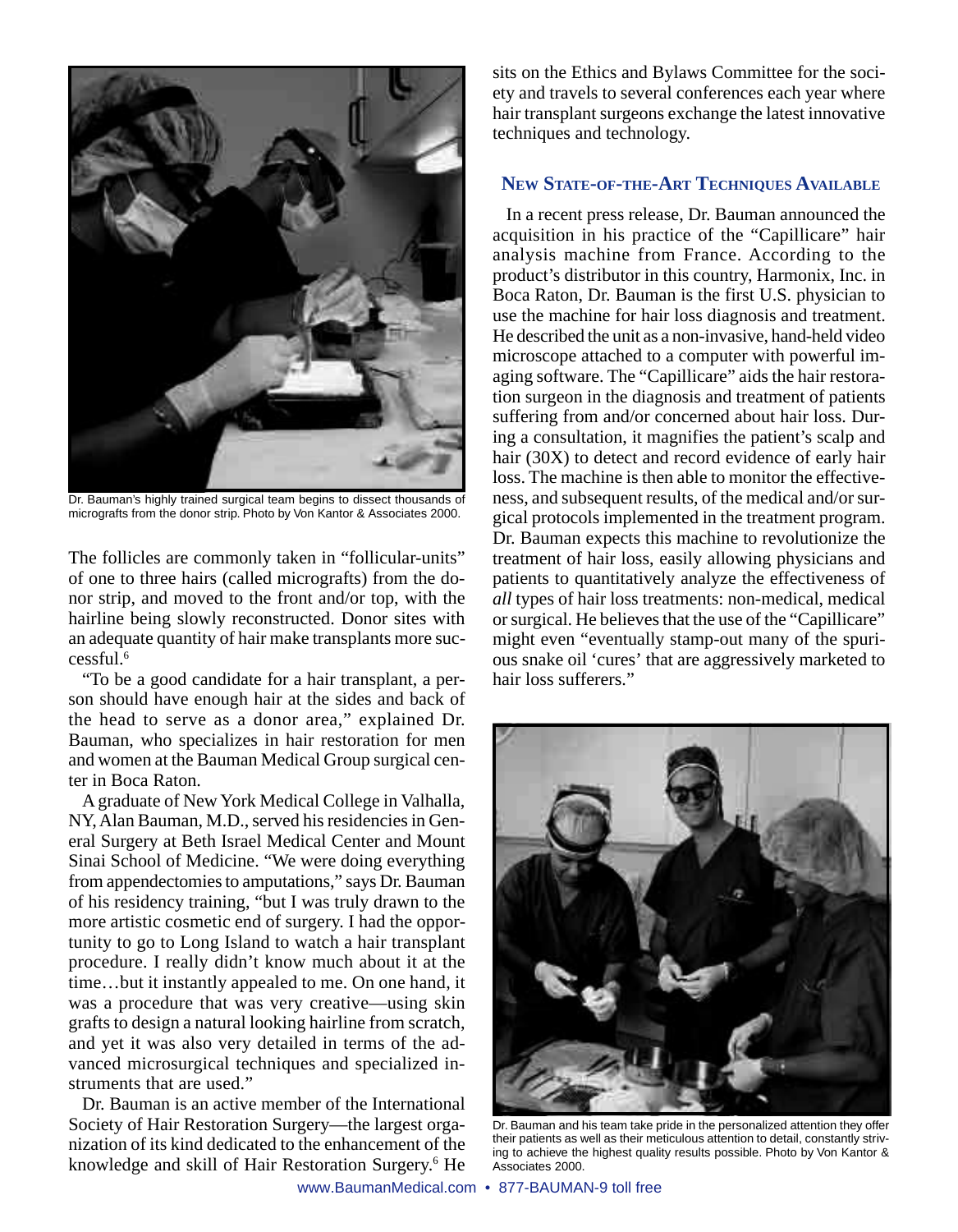Dr. Bauman's highly trained surgical team begins to dissect thousands of micrografts from the donor strip. Photo by Von Kantor & Associates 2000.

The follicles are commonly taken in "follicular-units" of one to three hairs (called micrografts) from the donor strip, and moved to the front and/or top, with the hairline being slowly reconstructed. Donor sites with an adequate quantity of hair make transplants more successful.[6]

"To be a good candidate for a hair transplant, a person should have enough hair at the sides and back of the head to serve as a donor area," explained Dr. Bauman, who specializes in hair restoration for men and women at the Bauman Medical Group surgical center in Boca Raton.

A graduate of New York Medical College in Valhalla, NY, Alan Bauman, M.D., served his residencies in General Surgery at Beth Israel Medical Center and Mount Sinai School of Medicine. "We were doing everything from appendectomies to amputations," says Dr. Bauman of his residency training, "but I was truly drawn to the more artistic cosmetic end of surgery. I had the opportunity to go to Long Island to watch a hair transplant procedure. I really didn't know much about it at the time…but it instantly appealed to me. On one hand, it was a procedure that was very creative—using skin grafts to design a natural looking hairline from scratch, and yet it was also very detailed in terms of the advanced microsurgical techniques and specialized instruments that are used."

Dr. Bauman is an active member of the International Society of Hair Restoration Surgery—the largest organization of its kind dedicated to the enhancement of the knowledge and skill of Hair Restoration Surgery.[6] He sits on the Ethics and Bylaws Committee for the society and travels to several conferences each year where hair transplant surgeons exchange the latest innovative techniques and technology.

## New State-of-the-Art Techniques Available

In a recent press release, Dr. Bauman announced the acquisition in his practice of the "Capillicare" hair analysis machine from France. According to the product's distributor in this country, Harmonix, Inc. in Boca Raton, Dr. Bauman is the first U.S. physician to use the machine for hair loss diagnosis and treatment. He described the unit as a non-invasive, hand-held video microscope attached to a computer with powerful imaging software. The "Capillicare" aids the hair restoration surgeon in the diagnosis and treatment of patients suffering from and/or concerned about hair loss. During a consultation, it magnifies the patient's scalp and hair (30X) to detect and record evidence of early hair loss. The machine is then able to monitor the effectiveness, and subsequent results, of the medical and/or surgical protocols implemented in the treatment program. Dr. Bauman expects this machine to revolutionize the treatment of hair loss, easily allowing physicians and patients to quantitatively analyze the effectiveness of *all* types of hair loss treatments: non-medical, medical or surgical. He believes that the use of the "Capillicare" might even "eventually stamp-out many of the spurious snake oil 'cures' that are aggressively marketed to hair loss sufferers."

Dr. Bauman and his team take pride in the personalized attention they offer their patients as well as their meticulous attention to detail, constantly striving to achieve the highest quality results possible. Photo by Von Kantor & Associates 2000.

www.BaumanMedical.com • 877-BAUMAN-9 toll free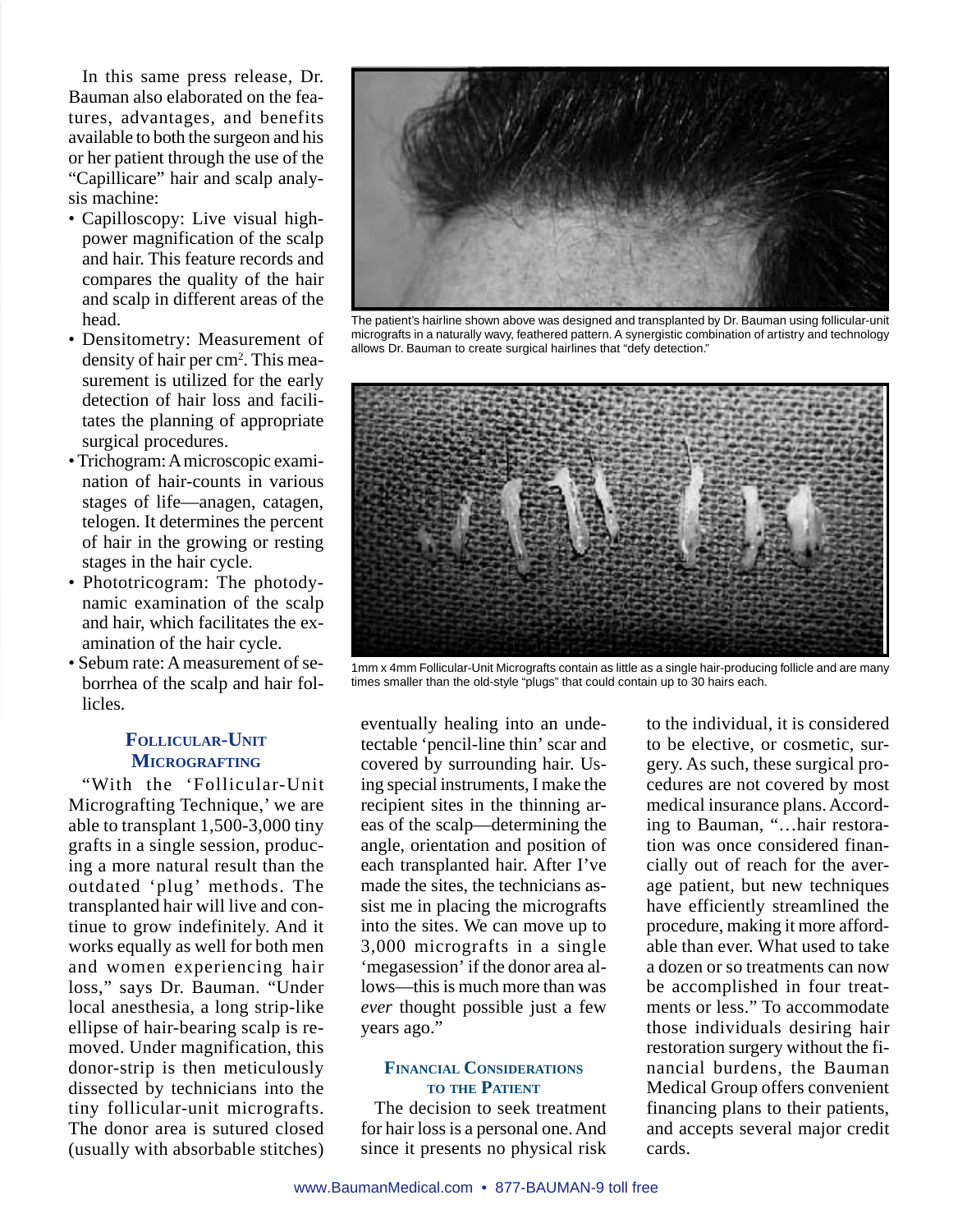In this same press release, Dr. Bauman also elaborated on the features, advantages, and benefits available to both the surgeon and his or her patient through the use of the "Capillicare" hair and scalp analysis machine:

- Capilloscopy: Live visual high-power magnification of the scalp and hair. This feature records and compares the quality of the hair and scalp in different areas of the head.
- Densitometry: Measurement of density of hair per $cm^2$. This measurement is utilized for the early detection of hair loss and facilitates the planning of appropriate surgical procedures.
- Trichogram: A microscopic examination of hair-counts in various stages of life—anagen, catagen, telogen. It determines the percent of hair in the growing or resting stages in the hair cycle.
- Phototricogram: The photodynamic examination of the scalp and hair, which facilitates the examination of the hair cycle.
- Sebum rate: A measurement of seborrhea of the scalp and hair follicles.

The patient's hairline shown above was designed and transplanted by Dr. Bauman using follicular-unit micrografts in a naturally wavy, feathered pattern. A synergistic combination of artistry and technology allows Dr. Bauman to create surgical hairlines that "defy detection."

1mm x 4mm Follicular-Unit Micrografts contain as little as a single hair-producing follicle and are many times smaller than the old-style "plugs" that could contain up to 30 hairs each.

## Follicular-Unit Micrografting

"With the 'Follicular-Unit Micrografting Technique,' we are able to transplant 1,500-3,000 tiny grafts in a single session, producing a more natural result than the outdated 'plug' methods. The transplanted hair will live and continue to grow indefinitely. And it works equally as well for both men and women experiencing hair loss," says Dr. Bauman. "Under local anesthesia, a long strip-like ellipse of hair-bearing scalp is removed. Under magnification, this donor-strip is then meticulously dissected by technicians into the tiny follicular-unit micrografts. The donor area is sutured closed (usually with absorbable stitches) eventually healing into an undetectable 'pencil-line thin' scar and covered by surrounding hair. Using special instruments, I make the recipient sites in the thinning areas of the scalp—determining the angle, orientation and position of each transplanted hair. After I've made the sites, the technicians assist me in placing the micrografts into the sites. We can move up to 3,000 micrografts in a single 'megasession' if the donor area allows—this is much more than was *ever* thought possible just a few years ago."

## Financial Considerations to the Patient

The decision to seek treatment for hair loss is a personal one. And since it presents no physical risk to the individual, it is considered to be elective, or cosmetic, surgery. As such, these surgical procedures are not covered by most medical insurance plans. According to Bauman, "…hair restoration was once considered financially out of reach for the average patient, but new techniques have efficiently streamlined the procedure, making it more affordable than ever. What used to take a dozen or so treatments can now be accomplished in four treatments or less." To accommodate those individuals desiring hair restoration surgery without the financial burdens, the Bauman Medical Group offers convenient financing plans to their patients, and accepts several major credit cards.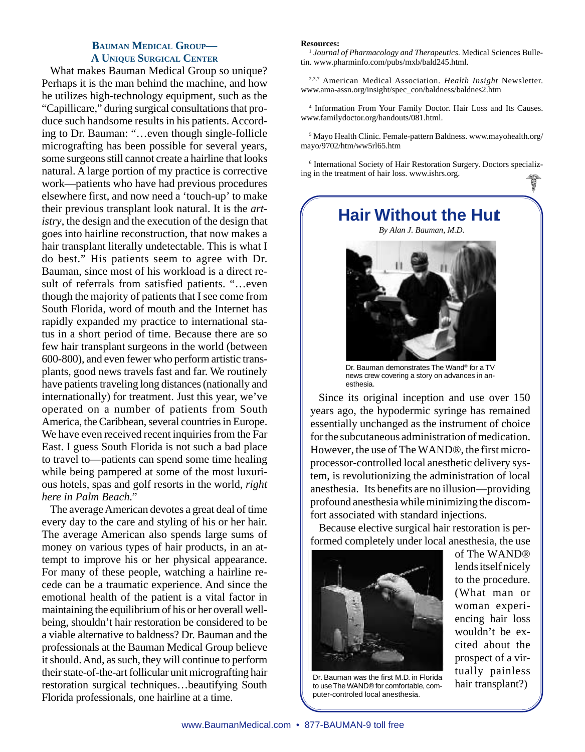### Bauman Medical Group—A Unique Surgical Center

What makes Bauman Medical Group so unique? Perhaps it is the man behind the machine, and how he utilizes high-technology equipment, such as the "Capillicare," during surgical consultations that produce such handsome results in his patients. According to Dr. Bauman: "…even though single-follicle micrografting has been possible for several years, some surgeons still cannot create a hairline that looks natural. A large portion of my practice is corrective work—patients who have had previous procedures elsewhere first, and now need a 'touch-up' to make their previous transplant look natural. It is the *artistry*, the design and the execution of the design that goes into hairline reconstruction, that now makes a hair transplant literally undetectable. This is what I do best." His patients seem to agree with Dr. Bauman, since most of his workload is a direct result of referrals from satisfied patients. "…even though the majority of patients that I see come from South Florida, word of mouth and the Internet has rapidly expanded my practice to international status in a short period of time. Because there are so few hair transplant surgeons in the world (between 600-800), and even fewer who perform artistic transplants, good news travels fast and far. We routinely have patients traveling long distances (nationally and internationally) for treatment. Just this year, we've operated on a number of patients from South America, the Caribbean, several countries in Europe. We have even received recent inquiries from the Far East. I guess South Florida is not such a bad place to travel to—patients can spend some time healing while being pampered at some of the most luxurious hotels, spas and golf resorts in the world, *right here in Palm Beach.*"

The average American devotes a great deal of time every day to the care and styling of his or her hair. The average American also spends large sums of money on various types of hair products, in an attempt to improve his or her physical appearance. For many of these people, watching a hairline recede can be a traumatic experience. And since the emotional health of the patient is a vital factor in maintaining the equilibrium of his or her overall well-being, shouldn't hair restoration be considered to be a viable alternative to baldness? Dr. Bauman and the professionals at the Bauman Medical Group believe it should. And, as such, they will continue to perform their state-of-the-art follicular unit micrografting hair restoration surgical techniques…beautifying South Florida professionals, one hairline at a time.

**Resources:**

[1] *Journal of Pharmacology and Therapeutics.* Medical Sciences Bulletin. www.pharminfo.com/pubs/mxb/bald245.html.

[2,3,7] American Medical Association. *Health Insight* Newsletter. www.ama-assn.org/insight/spec_con/baldness/baldnes2.htm

[4] Information From Your Family Doctor. Hair Loss and Its Causes. www.familydoctor.org/handouts/081.html.

[5] Mayo Health Clinic. Female-pattern Baldness. www.mayohealth.org/mayo/9702/htm/ww5rl65.htm

[6] International Society of Hair Restoration Surgery. Doctors specializing in the treatment of hair loss. www.ishrs.org.

## Hair Without the Hurt

*By Alan J. Bauman, M.D.*

Dr. Bauman demonstrates The Wand® for a TV news crew covering a story on advances in anesthesia.

Since its original inception and use over 150 years ago, the hypodermic syringe has remained essentially unchanged as the instrument of choice for the subcutaneous administration of medication. However, the use of The WAND®, the first microprocessor-controlled local anesthetic delivery system, is revolutionizing the administration of local anesthesia. Its benefits are no illusion—providing profound anesthesia while minimizing the discomfort associated with standard injections.

Because elective surgical hair restoration is performed completely under local anesthesia, the use of The WAND® lends itself nicely to the procedure. (What man or woman experiencing hair loss wouldn't be excited about the prospect of a virtually painless hair transplant?)

Dr. Bauman was the first M.D. in Florida to use The WAND® for comfortable, computer-controled local anesthesia.

www.BaumanMedical.com • 877-BAUMAN-9 toll free